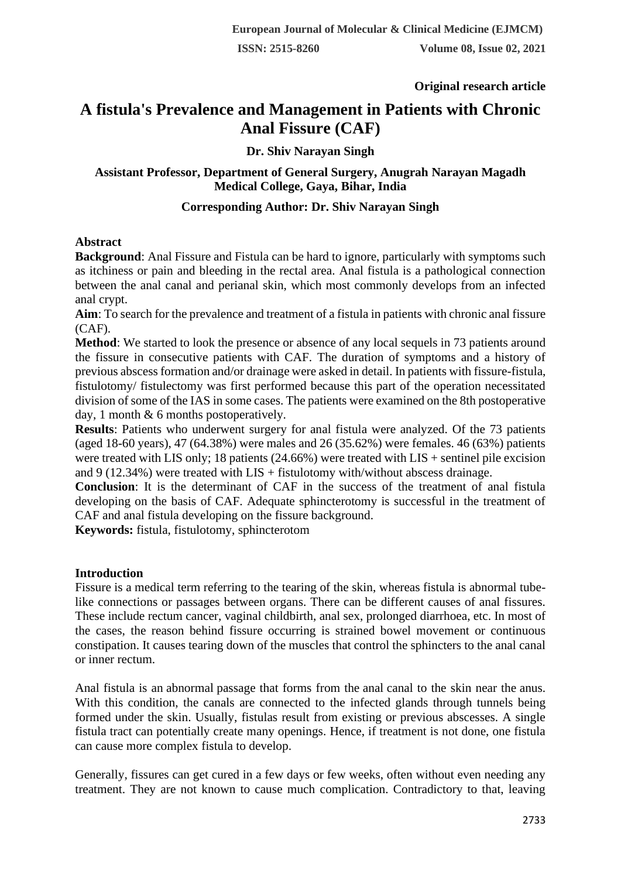**Original research article**

# A fistula's Prevalence and Management in Patients with Chronic Anal Fissure (CAF)

**Dr. Shiv Narayan Singh**

**Assistant Professor, Department of General Surgery, Anugrah Narayan Magadh Medical College, Gaya, Bihar, India**

**Corresponding Author: Dr. Shiv Narayan Singh**

## Abstract

**Background**: Anal Fissure and Fistula can be hard to ignore, particularly with symptoms such as itchiness or pain and bleeding in the rectal area. Anal fistula is a pathological connection between the anal canal and perianal skin, which most commonly develops from an infected anal crypt.

**Aim**: To search for the prevalence and treatment of a fistula in patients with chronic anal fissure (CAF).

**Method**: We started to look the presence or absence of any local sequels in 73 patients around the fissure in consecutive patients with CAF. The duration of symptoms and a history of previous abscess formation and/or drainage were asked in detail. In patients with fissure-fistula, fistulotomy/ fistulectomy was first performed because this part of the operation necessitated division of some of the IAS in some cases. The patients were examined on the 8th postoperative day, 1 month & 6 months postoperatively.

**Results**: Patients who underwent surgery for anal fistula were analyzed. Of the 73 patients (aged 18-60 years), 47 (64.38%) were males and 26 (35.62%) were females. 46 (63%) patients were treated with LIS only; 18 patients (24.66%) were treated with LIS + sentinel pile excision and 9 (12.34%) were treated with LIS + fistulotomy with/without abscess drainage.

**Conclusion**: It is the determinant of CAF in the success of the treatment of anal fistula developing on the basis of CAF. Adequate sphincterotomy is successful in the treatment of CAF and anal fistula developing on the fissure background.

**Keywords:** fistula, fistulotomy, sphincterotom

## Introduction

Fissure is a medical term referring to the tearing of the skin, whereas fistula is abnormal tube-like connections or passages between organs. There can be different causes of anal fissures. These include rectum cancer, vaginal childbirth, anal sex, prolonged diarrhoea, etc. In most of the cases, the reason behind fissure occurring is strained bowel movement or continuous constipation. It causes tearing down of the muscles that control the sphincters to the anal canal or inner rectum.

Anal fistula is an abnormal passage that forms from the anal canal to the skin near the anus. With this condition, the canals are connected to the infected glands through tunnels being formed under the skin. Usually, fistulas result from existing or previous abscesses. A single fistula tract can potentially create many openings. Hence, if treatment is not done, one fistula can cause more complex fistula to develop.

Generally, fissures can get cured in a few days or few weeks, often without even needing any treatment. They are not known to cause much complication. Contradictory to that, leaving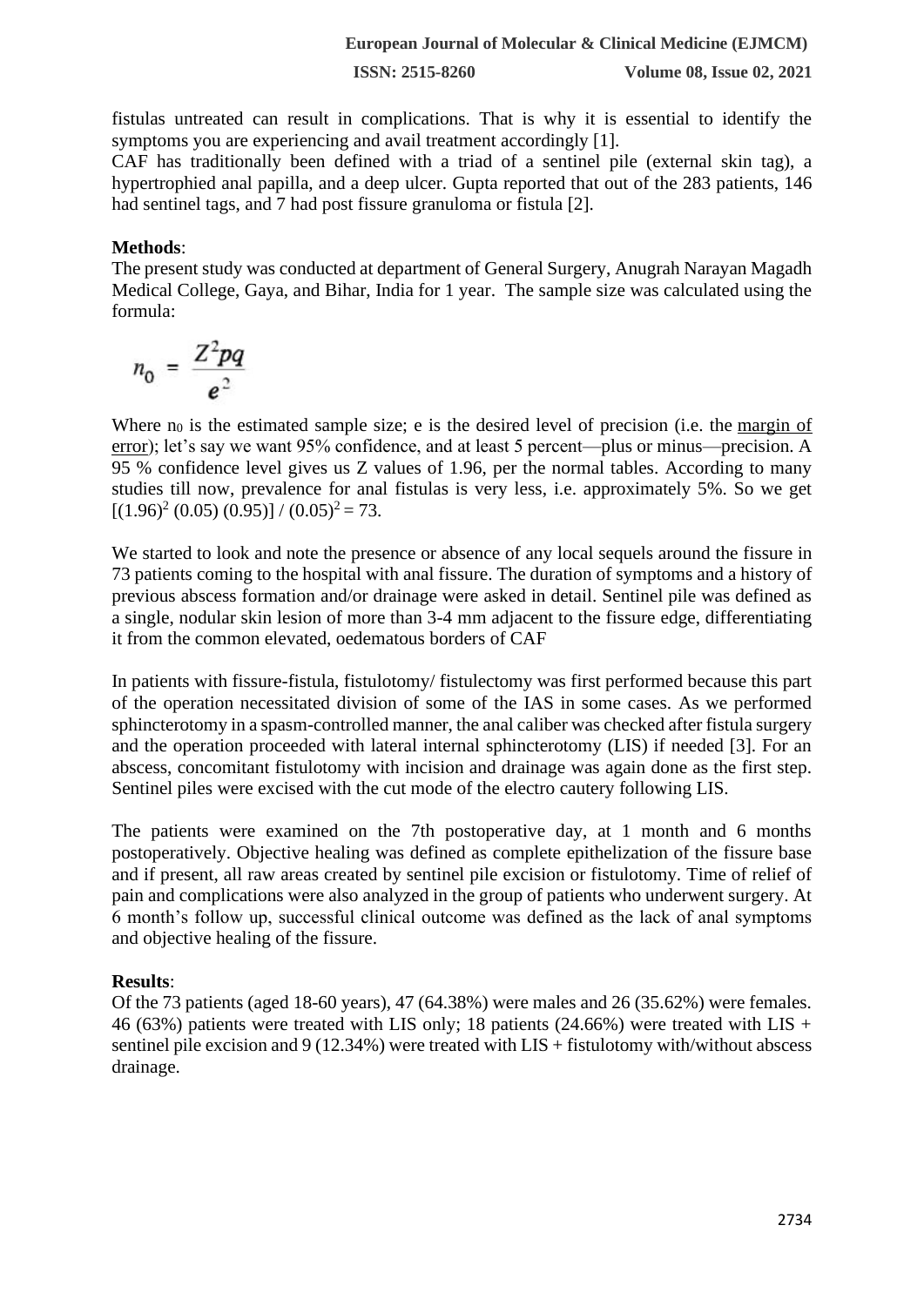fistulas untreated can result in complications. That is why it is essential to identify the symptoms you are experiencing and avail treatment accordingly [1].

CAF has traditionally been defined with a triad of a sentinel pile (external skin tag), a hypertrophied anal papilla, and a deep ulcer. Gupta reported that out of the 283 patients, 146 had sentinel tags, and 7 had post fissure granuloma or fistula [2].

**Methods**:

The present study was conducted at department of General Surgery, Anugrah Narayan Magadh Medical College, Gaya, and Bihar, India for 1 year. The sample size was calculated using the formula:

$$n_0 = \frac{Z^2 pq}{e^2}$$

Where $n_0$ is the estimated sample size; e is the desired level of precision (i.e. the margin of error); let's say we want 95% confidence, and at least 5 percent—plus or minus—precision. A 95 % confidence level gives us Z values of 1.96, per the normal tables. According to many studies till now, prevalence for anal fistulas is very less, i.e. approximately 5%. So we get $[(1.96)^2 (0.05) (0.95)] / (0.05)^2 = 73$.

We started to look and note the presence or absence of any local sequels around the fissure in 73 patients coming to the hospital with anal fissure. The duration of symptoms and a history of previous abscess formation and/or drainage were asked in detail. Sentinel pile was defined as a single, nodular skin lesion of more than 3-4 mm adjacent to the fissure edge, differentiating it from the common elevated, oedematous borders of CAF

In patients with fissure-fistula, fistulotomy/ fistulectomy was first performed because this part of the operation necessitated division of some of the IAS in some cases. As we performed sphincterotomy in a spasm-controlled manner, the anal caliber was checked after fistula surgery and the operation proceeded with lateral internal sphincterotomy (LIS) if needed [3]. For an abscess, concomitant fistulotomy with incision and drainage was again done as the first step. Sentinel piles were excised with the cut mode of the electro cautery following LIS.

The patients were examined on the 7th postoperative day, at 1 month and 6 months postoperatively. Objective healing was defined as complete epithelization of the fissure base and if present, all raw areas created by sentinel pile excision or fistulotomy. Time of relief of pain and complications were also analyzed in the group of patients who underwent surgery. At 6 month's follow up, successful clinical outcome was defined as the lack of anal symptoms and objective healing of the fissure.

**Results**:

Of the 73 patients (aged 18-60 years), 47 (64.38%) were males and 26 (35.62%) were females. 46 (63%) patients were treated with LIS only; 18 patients (24.66%) were treated with LIS + sentinel pile excision and 9 (12.34%) were treated with LIS + fistulotomy with/without abscess drainage.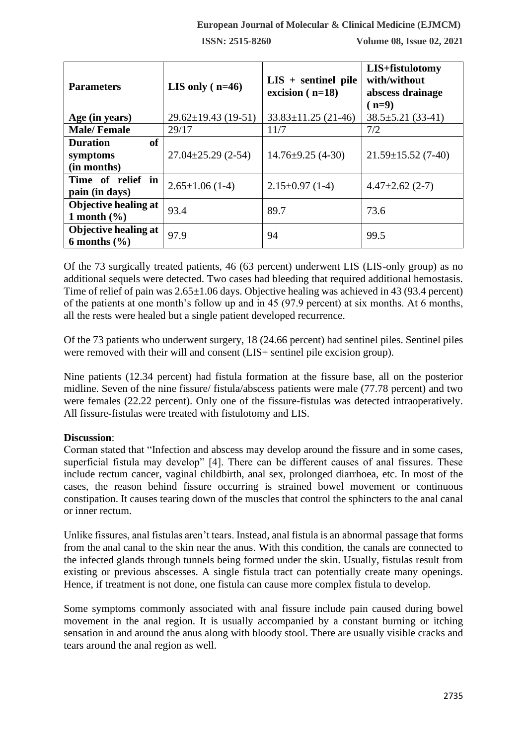| **Parameters** | **LIS only ( n=46)** | **LIS + sentinel pile excision ( n=18)** | **LIS+fistulotomy with/without abscess drainage ( n=9)** |
|---|---|---|---|
| **Age (in years)** | 29.62±19.43 (19-51) | 33.83±11.25 (21-46) | 38.5±5.21 (33-41) |
| **Male/ Female** | 29/17 | 11/7 | 7/2 |
| **Duration of symptoms (in months)** | 27.04±25.29 (2-54) | 14.76±9.25 (4-30) | 21.59±15.52 (7-40) |
| **Time of relief in pain (in days)** | 2.65±1.06 (1-4) | 2.15±0.97 (1-4) | 4.47±2.62 (2-7) |
| **Objective healing at 1 month (%)** | 93.4 | 89.7 | 73.6 |
| **Objective healing at 6 months (%)** | 97.9 | 94 | 99.5 |

Of the 73 surgically treated patients, 46 (63 percent) underwent LIS (LIS-only group) as no additional sequels were detected. Two cases had bleeding that required additional hemostasis. Time of relief of pain was 2.65±1.06 days. Objective healing was achieved in 43 (93.4 percent) of the patients at one month's follow up and in 45 (97.9 percent) at six months. At 6 months, all the rests were healed but a single patient developed recurrence.

Of the 73 patients who underwent surgery, 18 (24.66 percent) had sentinel piles. Sentinel piles were removed with their will and consent (LIS+ sentinel pile excision group).

Nine patients (12.34 percent) had fistula formation at the fissure base, all on the posterior midline. Seven of the nine fissure/ fistula/abscess patients were male (77.78 percent) and two were females (22.22 percent). Only one of the fissure-fistulas was detected intraoperatively. All fissure-fistulas were treated with fistulotomy and LIS.

**Discussion**:

Corman stated that "Infection and abscess may develop around the fissure and in some cases, superficial fistula may develop" [4]. There can be different causes of anal fissures. These include rectum cancer, vaginal childbirth, anal sex, prolonged diarrhoea, etc. In most of the cases, the reason behind fissure occurring is strained bowel movement or continuous constipation. It causes tearing down of the muscles that control the sphincters to the anal canal or inner rectum.

Unlike fissures, anal fistulas aren't tears. Instead, anal fistula is an abnormal passage that forms from the anal canal to the skin near the anus. With this condition, the canals are connected to the infected glands through tunnels being formed under the skin. Usually, fistulas result from existing or previous abscesses. A single fistula tract can potentially create many openings. Hence, if treatment is not done, one fistula can cause more complex fistula to develop.

Some symptoms commonly associated with anal fissure include pain caused during bowel movement in the anal region. It is usually accompanied by a constant burning or itching sensation in and around the anus along with bloody stool. There are usually visible cracks and tears around the anal region as well.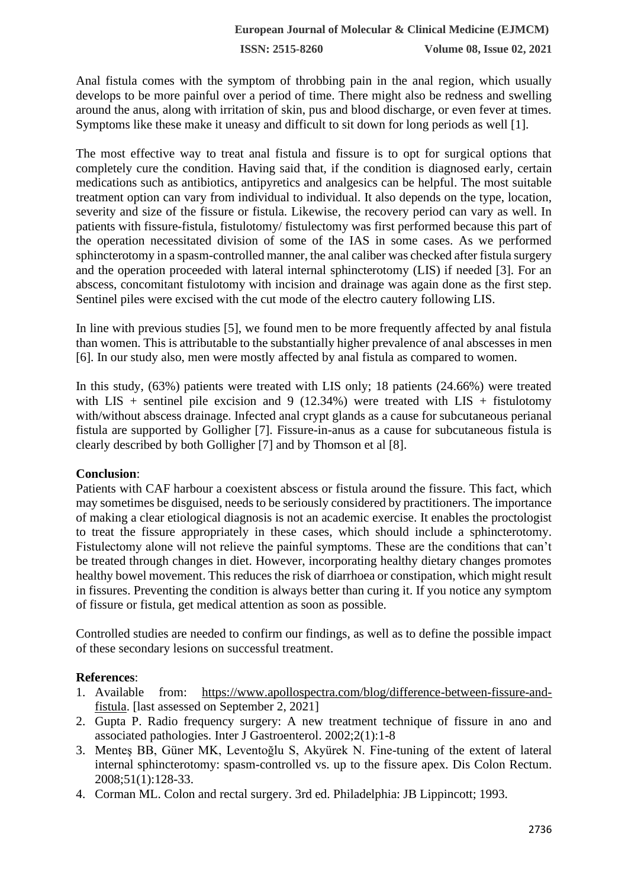Anal fistula comes with the symptom of throbbing pain in the anal region, which usually develops to be more painful over a period of time. There might also be redness and swelling around the anus, along with irritation of skin, pus and blood discharge, or even fever at times. Symptoms like these make it uneasy and difficult to sit down for long periods as well [1].

The most effective way to treat anal fistula and fissure is to opt for surgical options that completely cure the condition. Having said that, if the condition is diagnosed early, certain medications such as antibiotics, antipyretics and analgesics can be helpful. The most suitable treatment option can vary from individual to individual. It also depends on the type, location, severity and size of the fissure or fistula. Likewise, the recovery period can vary as well. In patients with fissure-fistula, fistulotomy/ fistulectomy was first performed because this part of the operation necessitated division of some of the IAS in some cases. As we performed sphincterotomy in a spasm-controlled manner, the anal caliber was checked after fistula surgery and the operation proceeded with lateral internal sphincterotomy (LIS) if needed [3]. For an abscess, concomitant fistulotomy with incision and drainage was again done as the first step. Sentinel piles were excised with the cut mode of the electro cautery following LIS.

In line with previous studies [5], we found men to be more frequently affected by anal fistula than women. This is attributable to the substantially higher prevalence of anal abscesses in men [6]. In our study also, men were mostly affected by anal fistula as compared to women.

In this study, (63%) patients were treated with LIS only; 18 patients (24.66%) were treated with LIS + sentinel pile excision and 9 (12.34%) were treated with LIS + fistulotomy with/without abscess drainage. Infected anal crypt glands as a cause for subcutaneous perianal fistula are supported by Golligher [7]. Fissure-in-anus as a cause for subcutaneous fistula is clearly described by both Golligher [7] and by Thomson et al [8].

**Conclusion**:

Patients with CAF harbour a coexistent abscess or fistula around the fissure. This fact, which may sometimes be disguised, needs to be seriously considered by practitioners. The importance of making a clear etiological diagnosis is not an academic exercise. It enables the proctologist to treat the fissure appropriately in these cases, which should include a sphincterotomy. Fistulectomy alone will not relieve the painful symptoms. These are the conditions that can't be treated through changes in diet. However, incorporating healthy dietary changes promotes healthy bowel movement. This reduces the risk of diarrhoea or constipation, which might result in fissures. Preventing the condition is always better than curing it. If you notice any symptom of fissure or fistula, get medical attention as soon as possible.

Controlled studies are needed to confirm our findings, as well as to define the possible impact of these secondary lesions on successful treatment.

**References**:

1. Available from: https://www.apollospectra.com/blog/difference-between-fissure-and-fistula. [last assessed on September 2, 2021]
2. Gupta P. Radio frequency surgery: A new treatment technique of fissure in ano and associated pathologies. Inter J Gastroenterol. 2002;2(1):1-8
3. Menteş BB, Güner MK, Leventoğlu S, Akyürek N. Fine-tuning of the extent of lateral internal sphincterotomy: spasm-controlled vs. up to the fissure apex. Dis Colon Rectum. 2008;51(1):128-33.
4. Corman ML. Colon and rectal surgery. 3rd ed. Philadelphia: JB Lippincott; 1993.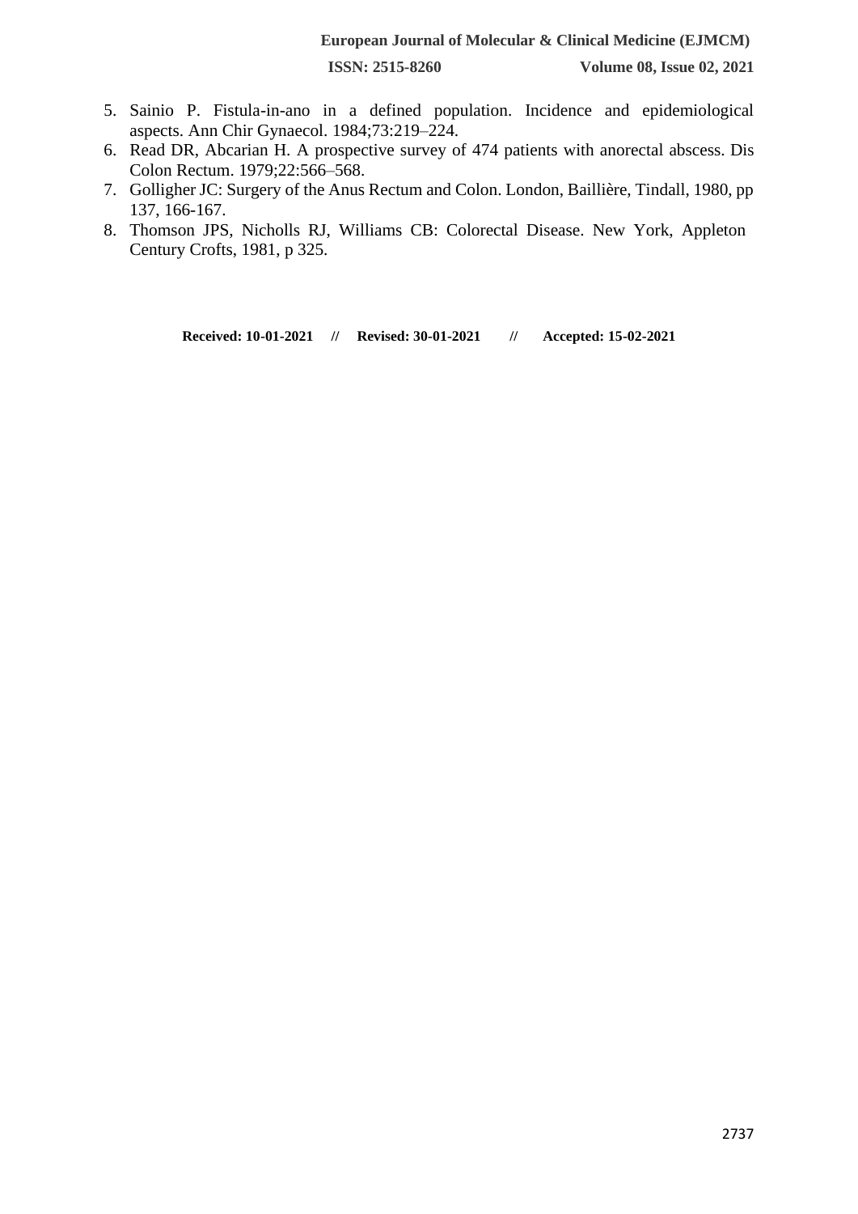5. Sainio P. Fistula-in-ano in a defined population. Incidence and epidemiological aspects. Ann Chir Gynaecol. 1984;73:219–224.
6. Read DR, Abcarian H. A prospective survey of 474 patients with anorectal abscess. Dis Colon Rectum. 1979;22:566–568.
7. Golligher JC: Surgery of the Anus Rectum and Colon. London, Baillière, Tindall, 1980, pp 137, 166-167.
8. Thomson JPS, Nicholls RJ, Williams CB: Colorectal Disease. New York, Appleton Century Crofts, 1981, p 325.

**Received: 10-01-2021 // Revised: 30-01-2021 // Accepted: 15-02-2021**